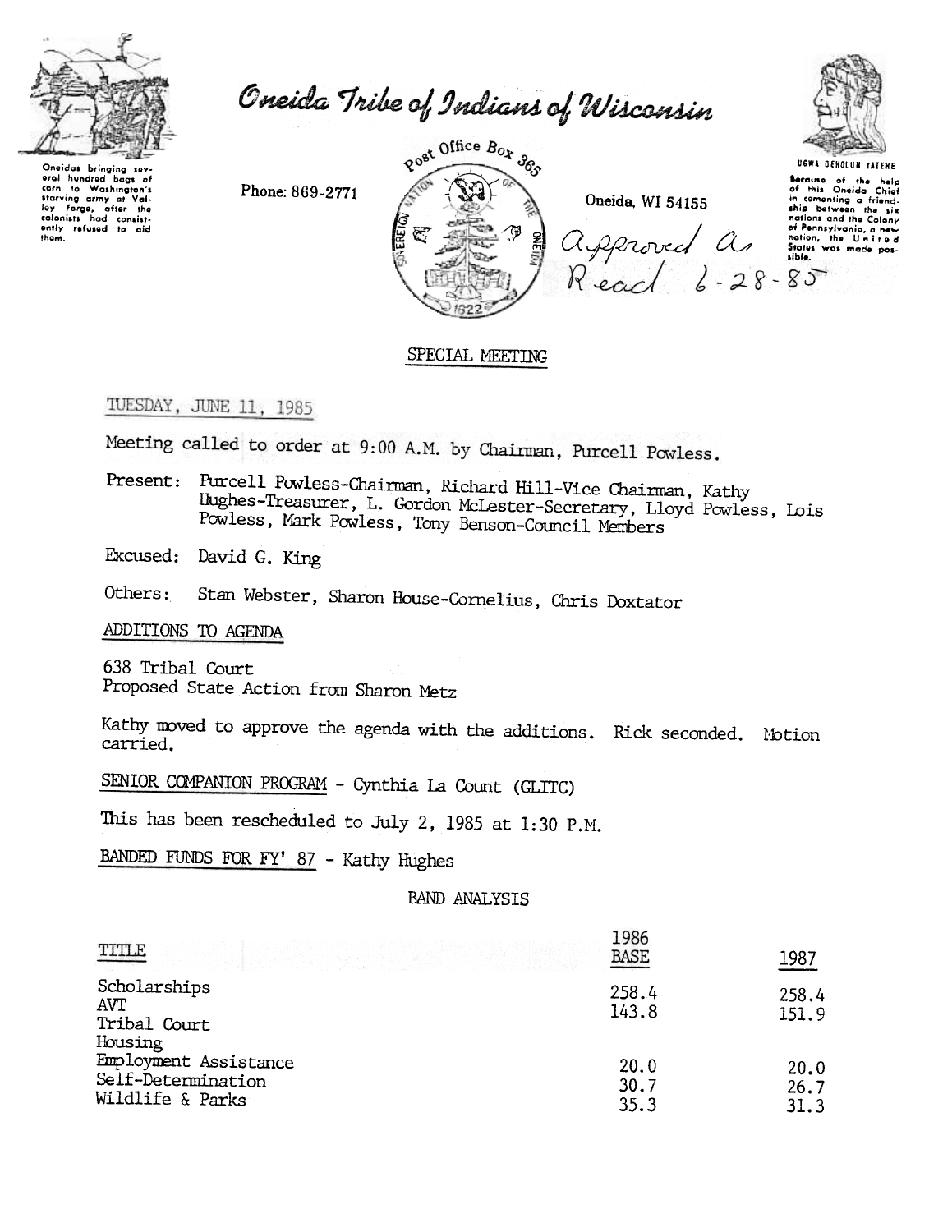Oneidas bringing several hundred bags of corn to Washington's starving army at Valley Forge, after the colonists had consistently refused to aid them.

# Oneida Tribe of Indians of Wisconsin

Phone: 869-2771

Post Office Box 365

Oneida, WI 54155

UGWA DEHOLUH YATEHE

Because of the help of this Oneida Chief in cementing a friendship between the six nations and the Colony of Pennsylvania, a new nation, the United States was made possible.

Approved as Read 6-28-85

## SPECIAL MEETING

TUESDAY, JUNE 11, 1985

Meeting called to order at 9:00 A.M. by Chairman, Purcell Powless.

Present: Purcell Powless-Chairman, Richard Hill-Vice Chairman, Kathy Hughes-Treasurer, L. Gordon McLester-Secretary, Lloyd Powless, Lois Powless, Mark Powless, Tony Benson-Council Members

Excused: David G. King

Others: Stan Webster, Sharon House-Cornelius, Chris Doxtator

ADDITIONS TO AGENDA

638 Tribal Court
Proposed State Action from Sharon Metz

Kathy moved to approve the agenda with the additions. Rick seconded. Motion carried.

SENIOR COMPANION PROGRAM - Cynthia La Count (GLITC)

This has been rescheduled to July 2, 1985 at 1:30 P.M.

BANDED FUNDS FOR FY' 87 - Kathy Hughes

BAND ANALYSIS

| TITLE | 1986 BASE | 1987 |
|---|---|---|
| Scholarships | 258.4 | 258.4 |
| AVT | 143.8 | 151.9 |
| Tribal Court | | |
| Housing | | |
| Employment Assistance | 20.0 | 20.0 |
| Self-Determination | 30.7 | 26.7 |
| Wildlife & Parks | 35.3 | 31.3 |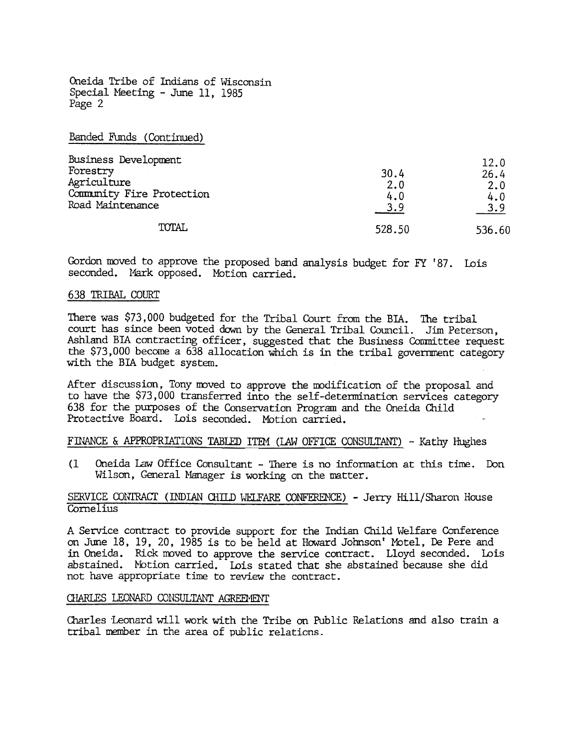Oneida Tribe of Indians of Wisconsin
Special Meeting - June 11, 1985
Page 2

Banded Funds (Continued)

| | | |
|---|---|---|
| Business Development | | 12.0 |
| Forestry | 30.4 | 26.4 |
| Agriculture | 2.0 | 2.0 |
| Community Fire Protection | 4.0 | 4.0 |
| Road Maintenance | 3.9 | 3.9 |
| TOTAL | 528.50 | 536.60 |

Gordon moved to approve the proposed band analysis budget for FY '87. Lois seconded. Mark opposed. Motion carried.

## 638 TRIBAL COURT

There was $73,000 budgeted for the Tribal Court from the BIA. The tribal court has since been voted down by the General Tribal Council. Jim Peterson, Ashland BIA contracting officer, suggested that the Business Committee request the $73,000 become a 638 allocation which is in the tribal government category with the BIA budget system.

After discussion, Tony moved to approve the modification of the proposal and to have the $73,000 transferred into the self-determination services category 638 for the purposes of the Conservation Program and the Oneida Child Protective Board. Lois seconded. Motion carried.

## FINANCE & APPROPRIATIONS TABLED ITEM (LAW OFFICE CONSULTANT) - Kathy Hughes

(1 Oneida Law Office Consultant - There is no information at this time. Don Wilson, General Manager is working on the matter.

## SERVICE CONTRACT (INDIAN CHILD WELFARE CONFERENCE) - Jerry Hill/Sharon House Cornelius

A Service contract to provide support for the Indian Child Welfare Conference on June 18, 19, 20, 1985 is to be held at Howard Johnson' Motel, De Pere and in Oneida. Rick moved to approve the service contract. Lloyd seconded. Lois abstained. Motion carried. Lois stated that she abstained because she did not have appropriate time to review the contract.

## CHARLES LEONARD CONSULTANT AGREEMENT

Charles Leonard will work with the Tribe on Public Relations and also train a tribal member in the area of public relations.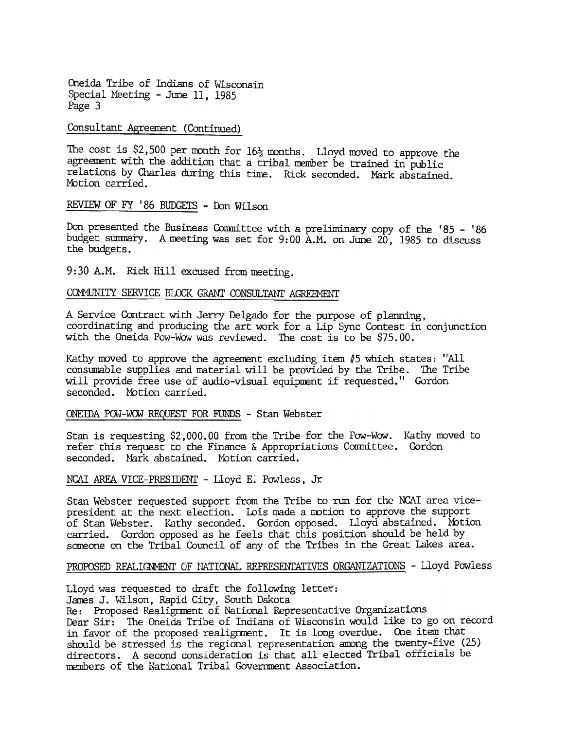Consultant Agreement (Continued)

The cost is $2,500 per month for 16½ months. Lloyd moved to approve the agreement with the addition that a tribal member be trained in public relations by Charles during this time. Rick seconded. Mark abstained. Motion carried.

REVIEW OF FY '86 BUDGETS - Don Wilson

Don presented the Business Committee with a preliminary copy of the '85 - '86 budget summary. A meeting was set for 9:00 A.M. on June 20, 1985 to discuss the budgets.

9:30 A.M. Rick Hill excused from meeting.

COMMUNITY SERVICE BLOCK GRANT CONSULTANT AGREEMENT

A Service Contract with Jerry Delgado for the purpose of planning, coordinating and producing the art work for a Lip Sync Contest in conjunction with the Oneida Pow-Wow was reviewed. The cost is to be $75.00.

Kathy moved to approve the agreement excluding item #5 which states: "All consumable supplies and material will be provided by the Tribe. The Tribe will provide free use of audio-visual equipment if requested." Gordon seconded. Motion carried.

ONEIDA POW-WOW REQUEST FOR FUNDS - Stan Webster

Stan is requesting $2,000.00 from the Tribe for the Pow-Wow. Kathy moved to refer this request to the Finance & Appropriations Committee. Gordon seconded. Mark abstained. Motion carried.

NCAI AREA VICE-PRESIDENT - Lloyd E. Powless, Jr

Stan Webster requested support from the Tribe to run for the NCAI area vice-president at the next election. Lois made a motion to approve the support of Stan Webster. Kathy seconded. Gordon opposed. Lloyd abstained. Motion carried. Gordon opposed as he feels that this position should be held by someone on the Tribal Council of any of the Tribes in the Great Lakes area.

PROPOSED REALIGNMENT OF NATIONAL REPRESENTATIVES ORGANIZATIONS - Lloyd Powless

Lloyd was requested to draft the following letter:
James J. Wilson, Rapid City, South Dakota
Re: Proposed Realignment of National Representative Organizations
Dear Sir: The Oneida Tribe of Indians of Wisconsin would like to go on record in favor of the proposed realignment. It is long overdue. One item that should be stressed is the regional representation among the twenty-five (25) directors. A second consideration is that all elected Tribal officials be members of the National Tribal Government Association.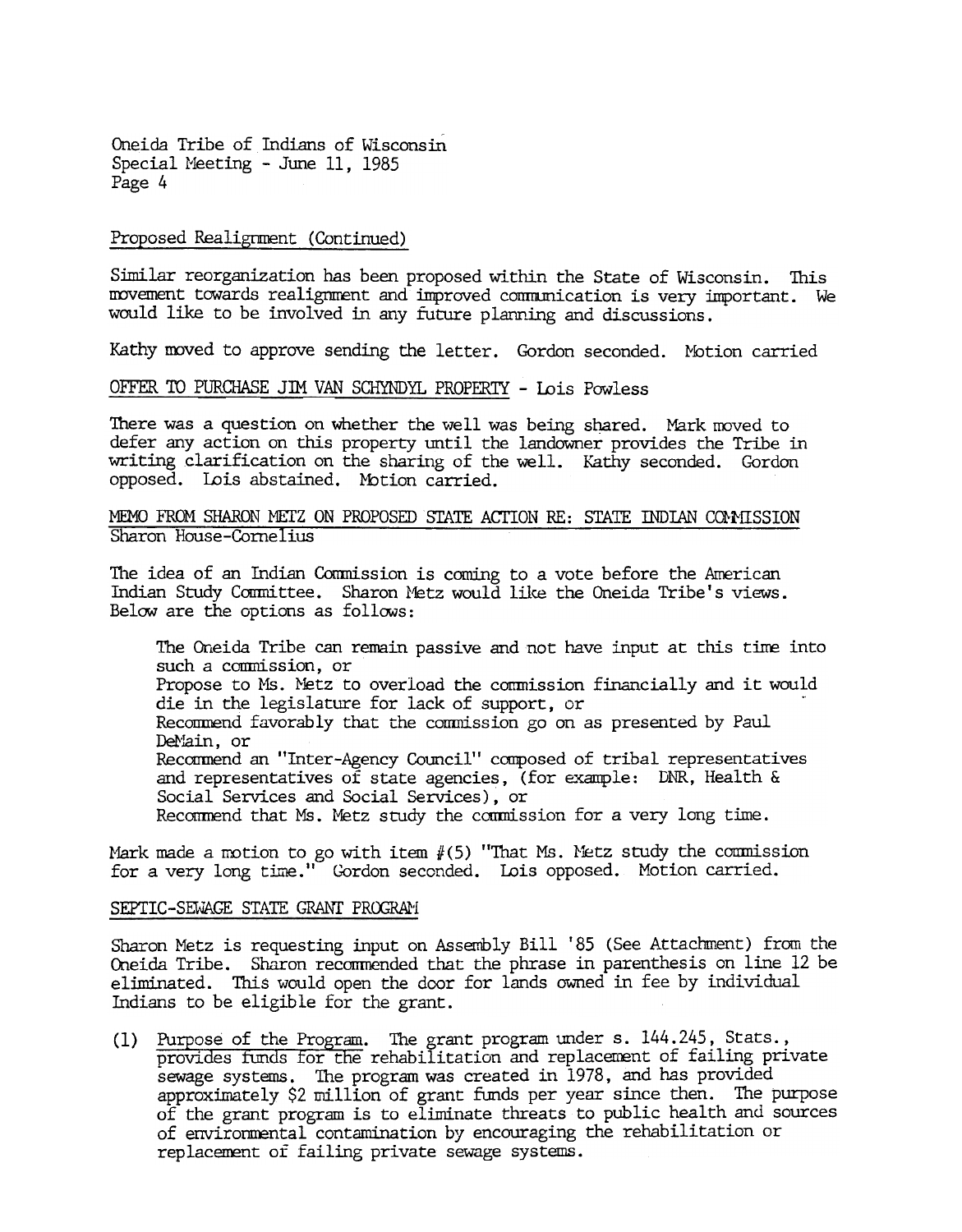Proposed Realignment (Continued)

Similar reorganization has been proposed within the State of Wisconsin. This movement towards realignment and improved communication is very important. We would like to be involved in any future planning and discussions.

Kathy moved to approve sending the letter. Gordon seconded. Motion carried

OFFER TO PURCHASE JIM VAN SCHYNDYL PROPERTY - Lois Powless

There was a question on whether the well was being shared. Mark moved to defer any action on this property until the landowner provides the Tribe in writing clarification on the sharing of the well. Kathy seconded. Gordon opposed. Lois abstained. Motion carried.

MEMO FROM SHARON METZ ON PROPOSED STATE ACTION RE: STATE INDIAN COMMISSION
Sharon House-Cornelius

The idea of an Indian Commission is coming to a vote before the American Indian Study Committee. Sharon Metz would like the Oneida Tribe's views. Below are the options as follows:

> The Oneida Tribe can remain passive and not have input at this time into such a commission, or
> Propose to Ms. Metz to overload the commission financially and it would die in the legislature for lack of support, or
> Recommend favorably that the commission go on as presented by Paul DeMain, or
> Recommend an "Inter-Agency Council" composed of tribal representatives and representatives of state agencies, (for example: DNR, Health & Social Services and Social Services), or
> Recommend that Ms. Metz study the commission for a very long time.

Mark made a motion to go with item #(5) "That Ms. Metz study the commission for a very long time." Gordon seconded. Lois opposed. Motion carried.

SEPTIC-SEWAGE STATE GRANT PROGRAM

Sharon Metz is requesting input on Assembly Bill '85 (See Attachment) from the Oneida Tribe. Sharon recommended that the phrase in parenthesis on line 12 be eliminated. This would open the door for lands owned in fee by individual Indians to be eligible for the grant.

(1) Purpose of the Program. The grant program under s. 144.245, Stats., provides funds for the rehabilitation and replacement of failing private sewage systems. The program was created in 1978, and has provided approximately $2 million of grant funds per year since then. The purpose of the grant program is to eliminate threats to public health and sources of environmental contamination by encouraging the rehabilitation or replacement of failing private sewage systems.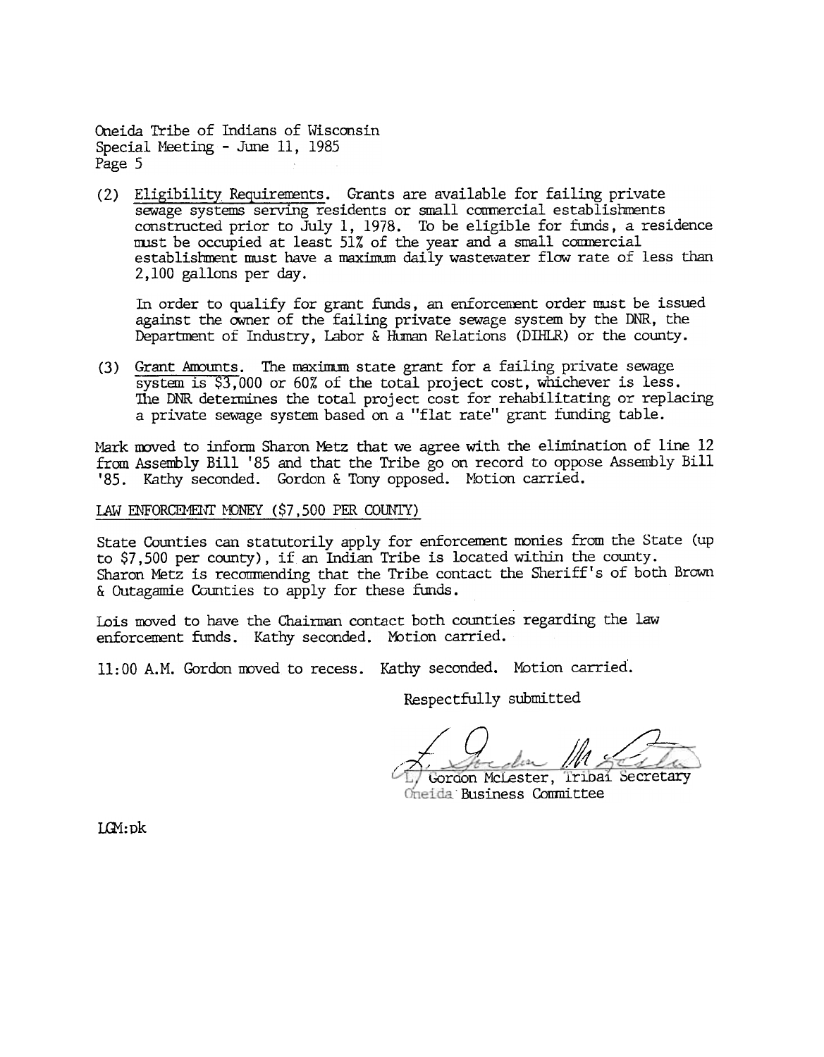(2) Eligibility Requirements. Grants are available for failing private sewage systems serving residents or small commercial establishments constructed prior to July 1, 1978. To be eligible for funds, a residence must be occupied at least 51% of the year and a small commercial establishment must have a maximum daily wastewater flow rate of less than 2,100 gallons per day.

In order to qualify for grant funds, an enforcement order must be issued against the owner of the failing private sewage system by the DNR, the Department of Industry, Labor & Human Relations (DIHLR) or the county.

(3) Grant Amounts. The maximum state grant for a failing private sewage system is $3,000 or 60% of the total project cost, whichever is less. The DNR determines the total project cost for rehabilitating or replacing a private sewage system based on a "flat rate" grant funding table.

Mark moved to inform Sharon Metz that we agree with the elimination of line 12 from Assembly Bill '85 and that the Tribe go on record to oppose Assembly Bill '85. Kathy seconded. Gordon & Tony opposed. Motion carried.

LAW ENFORCEMENT MONEY ($7,500 PER COUNTY)

State Counties can statutorily apply for enforcement monies from the State (up to $7,500 per county), if an Indian Tribe is located within the county. Sharon Metz is recommending that the Tribe contact the Sheriff's of both Brown & Outagamie Counties to apply for these funds.

Lois moved to have the Chairman contact both counties regarding the law enforcement funds. Kathy seconded. Motion carried.

11:00 A.M. Gordon moved to recess. Kathy seconded. Motion carried.

Respectfully submitted

L. Gordon McLester, Tribal Secretary
Oneida Business Committee

LGM:pk